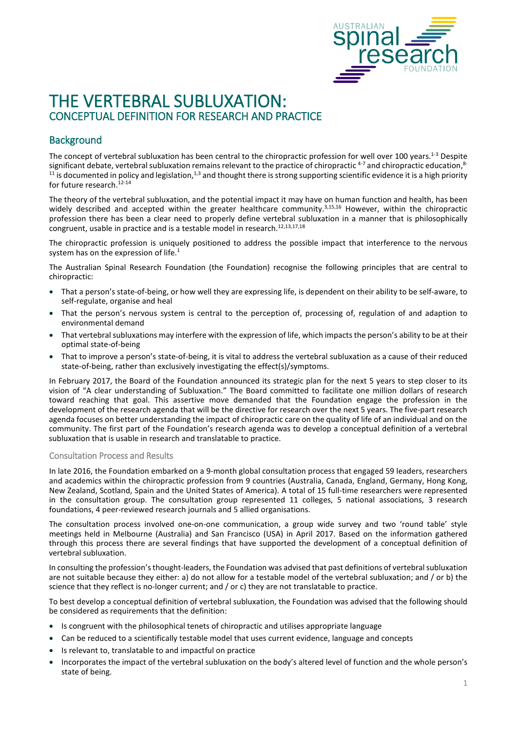# THE VERTEBRAL SUBLUXATION:
## CONCEPTUAL DEFINITION FOR RESEARCH AND PRACTICE

## Background

The concept of vertebral subluxation has been central to the chiropractic profession for well over 100 years.[1-3] Despite significant debate, vertebral subluxation remains relevant to the practice of chiropractic [4-7] and chiropractic education,[8-11] is documented in policy and legislation,[1,3] and thought there is strong supporting scientific evidence it is a high priority for future research.[12-14]

The theory of the vertebral subluxation, and the potential impact it may have on human function and health, has been widely described and accepted within the greater healthcare community.[3,15,16] However, within the chiropractic profession there has been a clear need to properly define vertebral subluxation in a manner that is philosophically congruent, usable in practice and is a testable model in research.[12,13,17,18]

The chiropractic profession is uniquely positioned to address the possible impact that interference to the nervous system has on the expression of life.[1]

The Australian Spinal Research Foundation (the Foundation) recognise the following principles that are central to chiropractic:

- That a person's state-of-being, or how well they are expressing life, is dependent on their ability to be self-aware, to self-regulate, organise and heal
- That the person's nervous system is central to the perception of, processing of, regulation of and adaption to environmental demand
- That vertebral subluxations may interfere with the expression of life, which impacts the person's ability to be at their optimal state-of-being
- That to improve a person's state-of-being, it is vital to address the vertebral subluxation as a cause of their reduced state-of-being, rather than exclusively investigating the effect(s)/symptoms.

In February 2017, the Board of the Foundation announced its strategic plan for the next 5 years to step closer to its vision of "A clear understanding of Subluxation." The Board committed to facilitate one million dollars of research toward reaching that goal. This assertive move demanded that the Foundation engage the profession in the development of the research agenda that will be the directive for research over the next 5 years. The five-part research agenda focuses on better understanding the impact of chiropractic care on the quality of life of an individual and on the community. The first part of the Foundation's research agenda was to develop a conceptual definition of a vertebral subluxation that is usable in research and translatable to practice.

### Consultation Process and Results

In late 2016, the Foundation embarked on a 9-month global consultation process that engaged 59 leaders, researchers and academics within the chiropractic profession from 9 countries (Australia, Canada, England, Germany, Hong Kong, New Zealand, Scotland, Spain and the United States of America). A total of 15 full-time researchers were represented in the consultation group. The consultation group represented 11 colleges, 5 national associations, 3 research foundations, 4 peer-reviewed research journals and 5 allied organisations.

The consultation process involved one-on-one communication, a group wide survey and two 'round table' style meetings held in Melbourne (Australia) and San Francisco (USA) in April 2017. Based on the information gathered through this process there are several findings that have supported the development of a conceptual definition of vertebral subluxation.

In consulting the profession's thought-leaders, the Foundation was advised that past definitions of vertebral subluxation are not suitable because they either: a) do not allow for a testable model of the vertebral subluxation; and / or b) the science that they reflect is no-longer current; and / or c) they are not translatable to practice.

To best develop a conceptual definition of vertebral subluxation, the Foundation was advised that the following should be considered as requirements that the definition:

- Is congruent with the philosophical tenets of chiropractic and utilises appropriate language
- Can be reduced to a scientifically testable model that uses current evidence, language and concepts
- Is relevant to, translatable to and impactful on practice
- Incorporates the impact of the vertebral subluxation on the body's altered level of function and the whole person's state of being.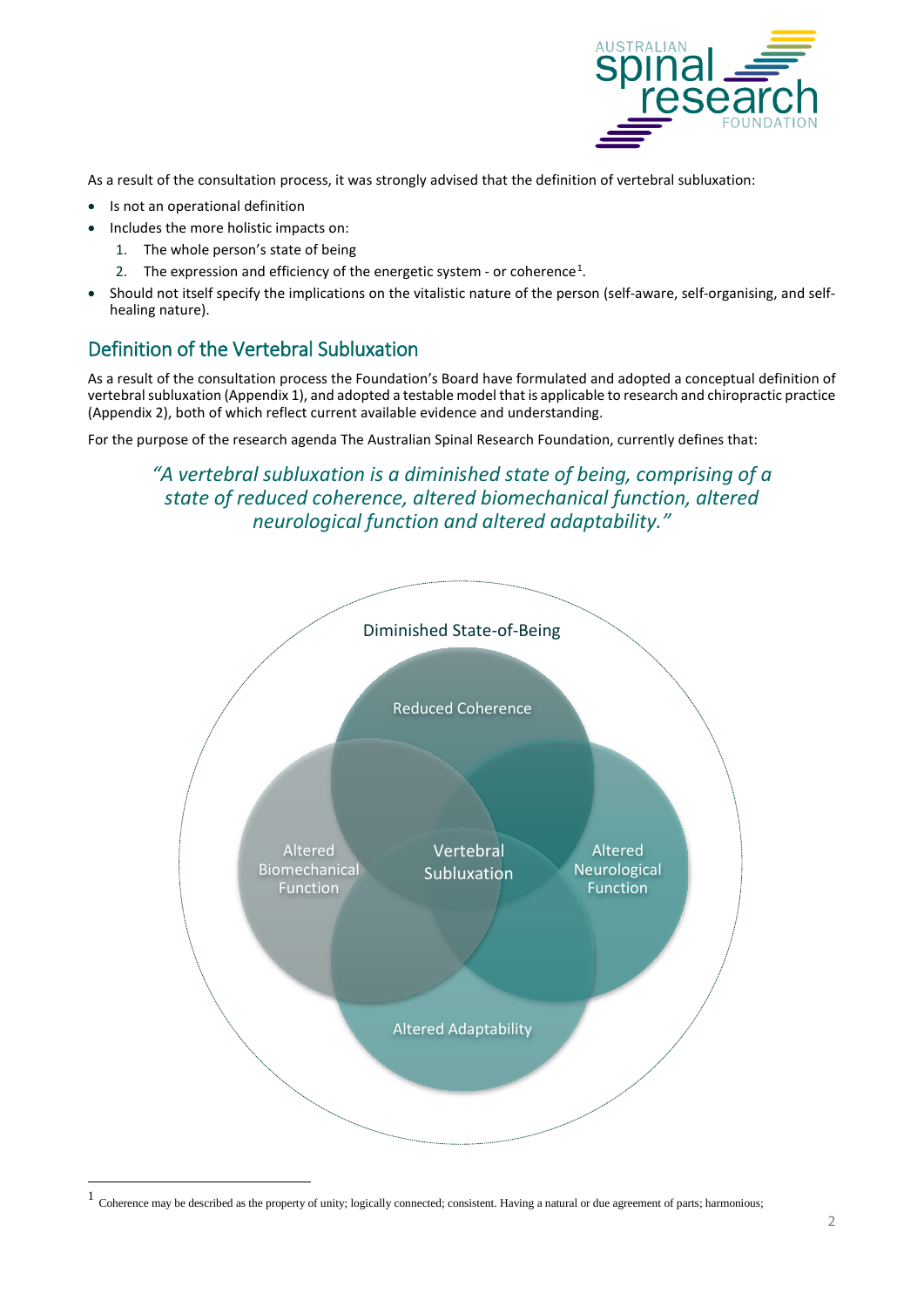As a result of the consultation process, it was strongly advised that the definition of vertebral subluxation:

- Is not an operational definition
- Includes the more holistic impacts on:
  1. The whole person's state of being
  2. The expression and efficiency of the energetic system - or coherence[1].
- Should not itself specify the implications on the vitalistic nature of the person (self-aware, self-organising, and self-healing nature).

## Definition of the Vertebral Subluxation

As a result of the consultation process the Foundation's Board have formulated and adopted a conceptual definition of vertebral subluxation (Appendix 1), and adopted a testable model that is applicable to research and chiropractic practice (Appendix 2), both of which reflect current available evidence and understanding.

For the purpose of the research agenda The Australian Spinal Research Foundation, currently defines that:

> *"A vertebral subluxation is a diminished state of being, comprising of a state of reduced coherence, altered biomechanical function, altered neurological function and altered adaptability."*

Diminished State-of-Being

Reduced Coherence

Altered Biomechanical Function

Vertebral Subluxation

Altered Neurological Function

Altered Adaptability

---

[1] Coherence may be described as the property of unity; logically connected; consistent. Having a natural or due agreement of parts; harmonious;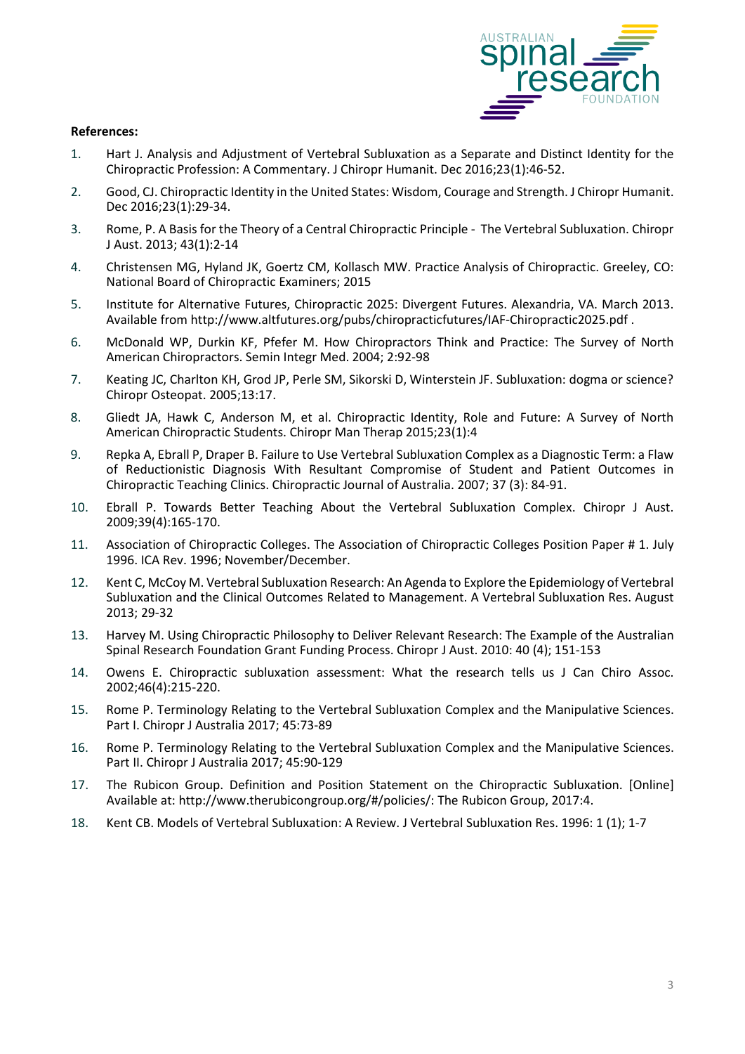**References:**

1. Hart J. Analysis and Adjustment of Vertebral Subluxation as a Separate and Distinct Identity for the Chiropractic Profession: A Commentary. J Chiropr Humanit. Dec 2016;23(1):46-52.
2. Good, CJ. Chiropractic Identity in the United States: Wisdom, Courage and Strength. J Chiropr Humanit. Dec 2016;23(1):29-34.
3. Rome, P. A Basis for the Theory of a Central Chiropractic Principle - The Vertebral Subluxation. Chiropr J Aust. 2013; 43(1):2-14
4. Christensen MG, Hyland JK, Goertz CM, Kollasch MW. Practice Analysis of Chiropractic. Greeley, CO: National Board of Chiropractic Examiners; 2015
5. Institute for Alternative Futures, Chiropractic 2025: Divergent Futures. Alexandria, VA. March 2013. Available from http://www.altfutures.org/pubs/chiropracticfutures/IAF-Chiropractic2025.pdf .
6. McDonald WP, Durkin KF, Pfefer M. How Chiropractors Think and Practice: The Survey of North American Chiropractors. Semin Integr Med. 2004; 2:92-98
7. Keating JC, Charlton KH, Grod JP, Perle SM, Sikorski D, Winterstein JF. Subluxation: dogma or science? Chiropr Osteopat. 2005;13:17.
8. Gliedt JA, Hawk C, Anderson M, et al. Chiropractic Identity, Role and Future: A Survey of North American Chiropractic Students. Chiropr Man Therap 2015;23(1):4
9. Repka A, Ebrall P, Draper B. Failure to Use Vertebral Subluxation Complex as a Diagnostic Term: a Flaw of Reductionistic Diagnosis With Resultant Compromise of Student and Patient Outcomes in Chiropractic Teaching Clinics. Chiropractic Journal of Australia. 2007; 37 (3): 84-91.
10. Ebrall P. Towards Better Teaching About the Vertebral Subluxation Complex. Chiropr J Aust. 2009;39(4):165-170.
11. Association of Chiropractic Colleges. The Association of Chiropractic Colleges Position Paper # 1. July 1996. ICA Rev. 1996; November/December.
12. Kent C, McCoy M. Vertebral Subluxation Research: An Agenda to Explore the Epidemiology of Vertebral Subluxation and the Clinical Outcomes Related to Management. A Vertebral Subluxation Res. August 2013; 29-32
13. Harvey M. Using Chiropractic Philosophy to Deliver Relevant Research: The Example of the Australian Spinal Research Foundation Grant Funding Process. Chiropr J Aust. 2010: 40 (4); 151-153
14. Owens E. Chiropractic subluxation assessment: What the research tells us J Can Chiro Assoc. 2002;46(4):215-220.
15. Rome P. Terminology Relating to the Vertebral Subluxation Complex and the Manipulative Sciences. Part I. Chiropr J Australia 2017; 45:73-89
16. Rome P. Terminology Relating to the Vertebral Subluxation Complex and the Manipulative Sciences. Part II. Chiropr J Australia 2017; 45:90-129
17. The Rubicon Group. Definition and Position Statement on the Chiropractic Subluxation. [Online] Available at: http://www.therubicongroup.org/#/policies/: The Rubicon Group, 2017:4.
18. Kent CB. Models of Vertebral Subluxation: A Review. J Vertebral Subluxation Res. 1996: 1 (1); 1-7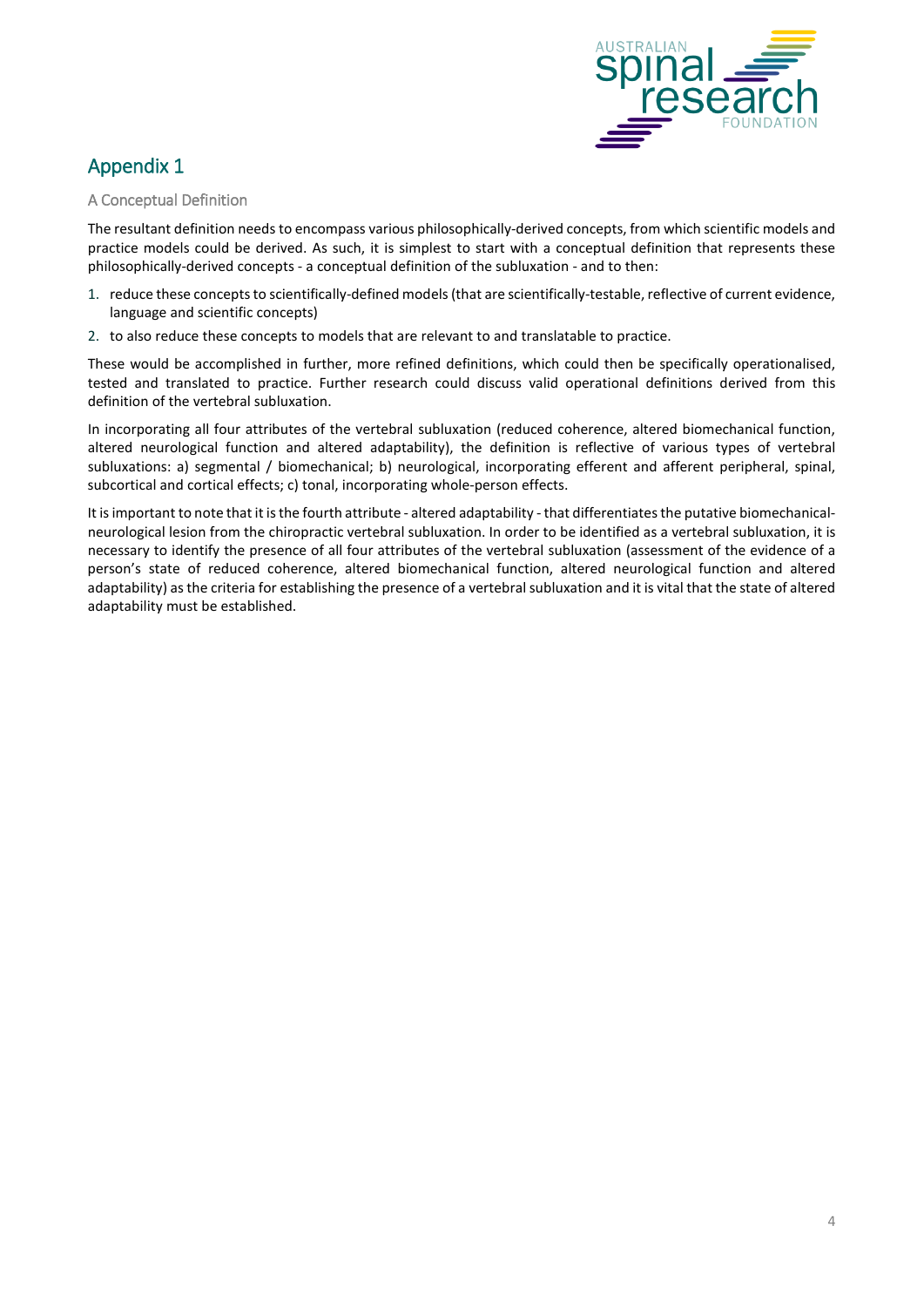## Appendix 1

### A Conceptual Definition

The resultant definition needs to encompass various philosophically-derived concepts, from which scientific models and practice models could be derived. As such, it is simplest to start with a conceptual definition that represents these philosophically-derived concepts - a conceptual definition of the subluxation - and to then:

1. reduce these concepts to scientifically-defined models (that are scientifically-testable, reflective of current evidence, language and scientific concepts)
2. to also reduce these concepts to models that are relevant to and translatable to practice.

These would be accomplished in further, more refined definitions, which could then be specifically operationalised, tested and translated to practice. Further research could discuss valid operational definitions derived from this definition of the vertebral subluxation.

In incorporating all four attributes of the vertebral subluxation (reduced coherence, altered biomechanical function, altered neurological function and altered adaptability), the definition is reflective of various types of vertebral subluxations: a) segmental / biomechanical; b) neurological, incorporating efferent and afferent peripheral, spinal, subcortical and cortical effects; c) tonal, incorporating whole-person effects.

It is important to note that it is the fourth attribute - altered adaptability - that differentiates the putative biomechanical-neurological lesion from the chiropractic vertebral subluxation. In order to be identified as a vertebral subluxation, it is necessary to identify the presence of all four attributes of the vertebral subluxation (assessment of the evidence of a person's state of reduced coherence, altered biomechanical function, altered neurological function and altered adaptability) as the criteria for establishing the presence of a vertebral subluxation and it is vital that the state of altered adaptability must be established.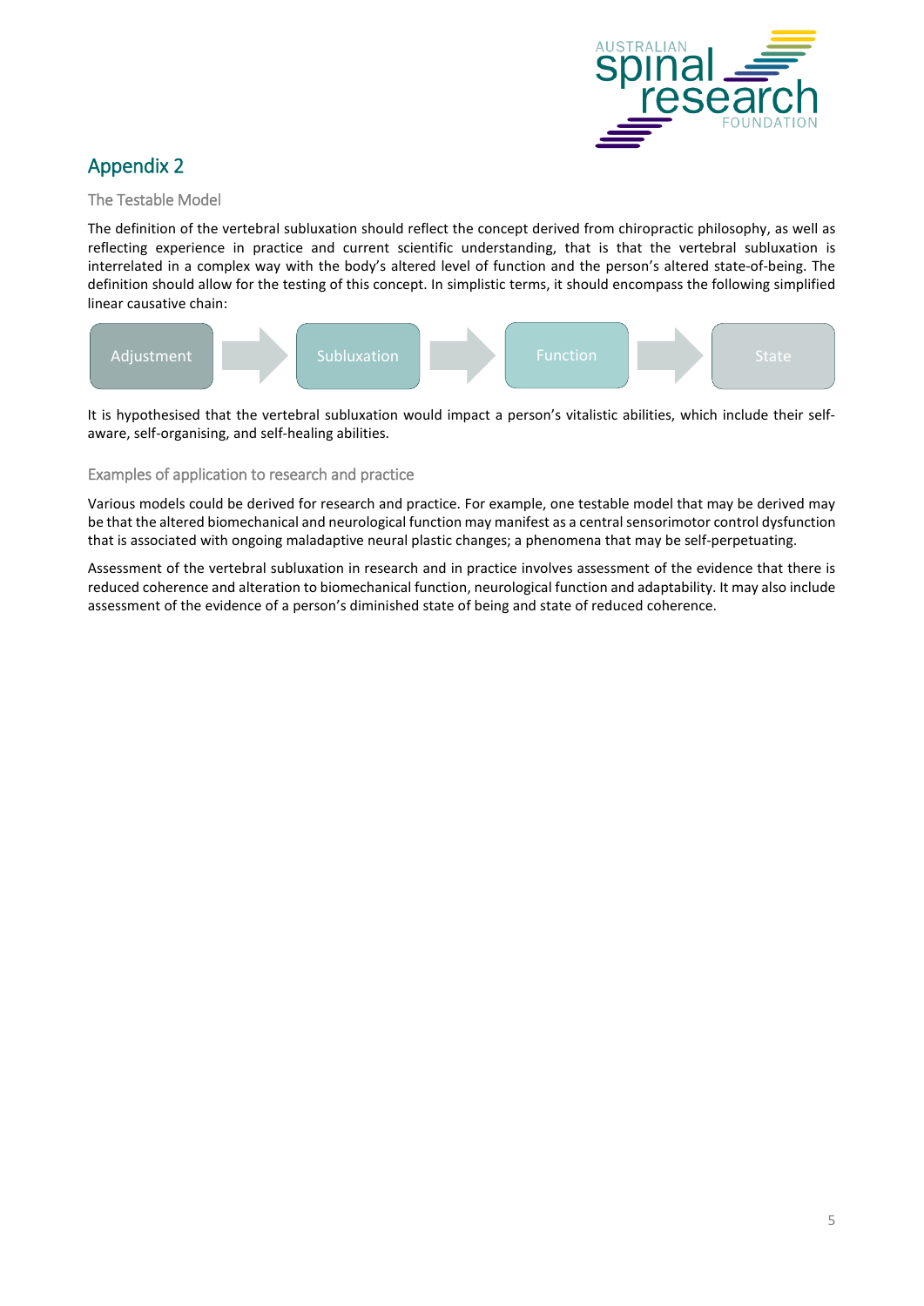## Appendix 2

### The Testable Model

The definition of the vertebral subluxation should reflect the concept derived from chiropractic philosophy, as well as reflecting experience in practice and current scientific understanding, that is that the vertebral subluxation is interrelated in a complex way with the body's altered level of function and the person's altered state-of-being. The definition should allow for the testing of this concept. In simplistic terms, it should encompass the following simplified linear causative chain:

Adjustment → Subluxation → Function → State

It is hypothesised that the vertebral subluxation would impact a person's vitalistic abilities, which include their self-aware, self-organising, and self-healing abilities.

### Examples of application to research and practice

Various models could be derived for research and practice. For example, one testable model that may be derived may be that the altered biomechanical and neurological function may manifest as a central sensorimotor control dysfunction that is associated with ongoing maladaptive neural plastic changes; a phenomena that may be self-perpetuating.

Assessment of the vertebral subluxation in research and in practice involves assessment of the evidence that there is reduced coherence and alteration to biomechanical function, neurological function and adaptability. It may also include assessment of the evidence of a person's diminished state of being and state of reduced coherence.